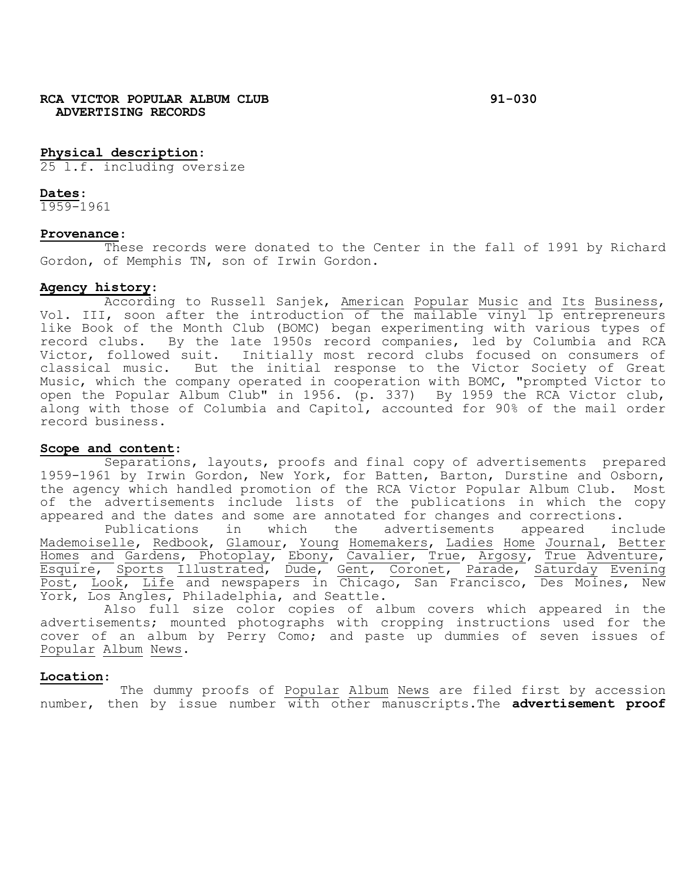**RCA VICTOR POPULAR ALBUM CLUB ADVERTISING RECORDS** 91-030

**Physical description:**
25 l.f. including oversize

**Dates:**
1959-1961

**Provenance:**

These records were donated to the Center in the fall of 1991 by Richard Gordon, of Memphis TN, son of Irwin Gordon.

**Agency history:**

According to Russell Sanjek, American Popular Music and Its Business, Vol. III, soon after the introduction of the mailable vinyl lp entrepreneurs like Book of the Month Club (BOMC) began experimenting with various types of record clubs. By the late 1950s record companies, led by Columbia and RCA Victor, followed suit. Initially most record clubs focused on consumers of classical music. But the initial response to the Victor Society of Great Music, which the company operated in cooperation with BOMC, "prompted Victor to open the Popular Album Club" in 1956. (p. 337) By 1959 the RCA Victor club, along with those of Columbia and Capitol, accounted for 90% of the mail order record business.

**Scope and content:**

Separations, layouts, proofs and final copy of advertisements prepared 1959-1961 by Irwin Gordon, New York, for Batten, Barton, Durstine and Osborn, the agency which handled promotion of the RCA Victor Popular Album Club. Most of the advertisements include lists of the publications in which the copy appeared and the dates and some are annotated for changes and corrections.

Publications in which the advertisements appeared include Mademoiselle, Redbook, Glamour, Young Homemakers, Ladies Home Journal, Better Homes and Gardens, Photoplay, Ebony, Cavalier, True, Argosy, True Adventure, Esquire, Sports Illustrated, Dude, Gent, Coronet, Parade, Saturday Evening Post, Look, Life and newspapers in Chicago, San Francisco, Des Moines, New York, Los Angles, Philadelphia, and Seattle.

Also full size color copies of album covers which appeared in the advertisements; mounted photographs with cropping instructions used for the cover of an album by Perry Como; and paste up dummies of seven issues of Popular Album News.

**Location:**

The dummy proofs of Popular Album News are filed first by accession number, then by issue number with other manuscripts.The **advertisement proof**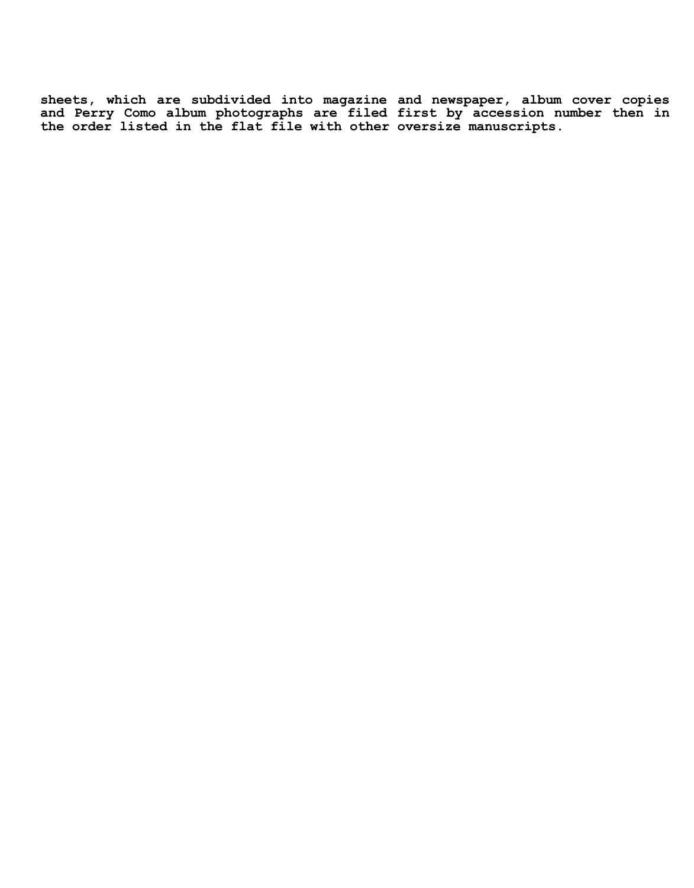**sheets, which are subdivided into magazine and newspaper, album cover copies and Perry Como album photographs are filed first by accession number then in the order listed in the flat file with other oversize manuscripts.**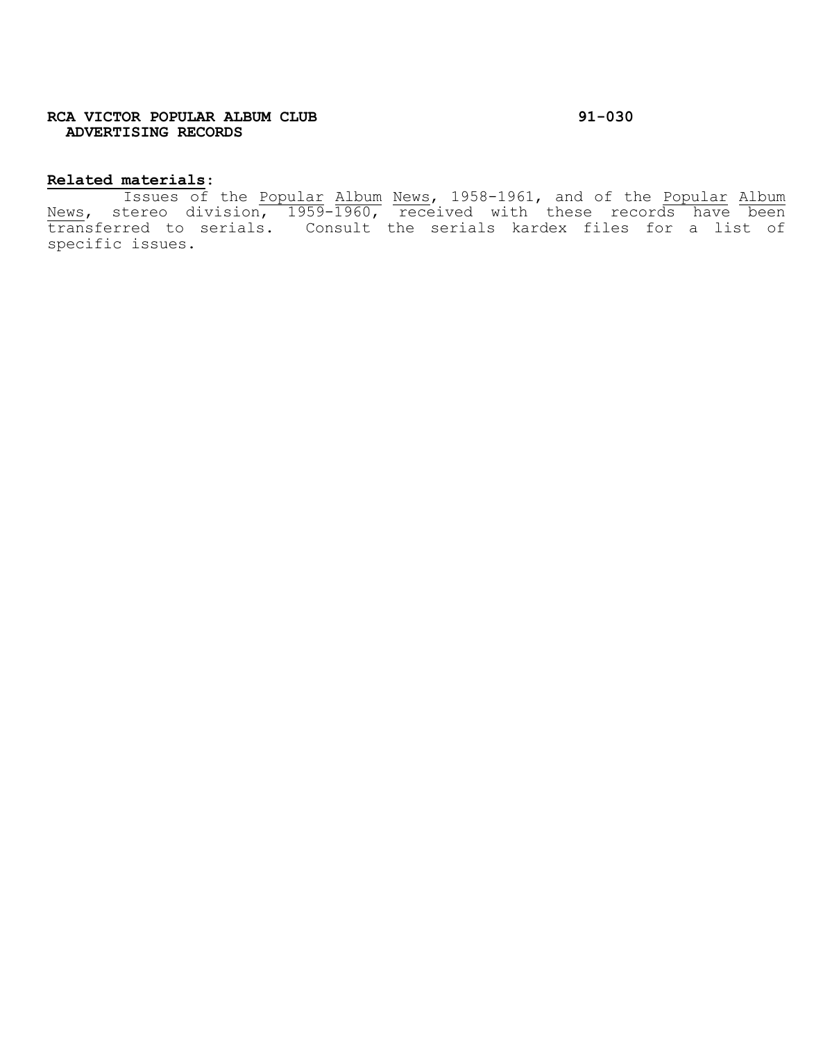**RCA VICTOR POPULAR ALBUM CLUB ADVERTISING RECORDS** 91-030

**Related materials:**

Issues of the Popular Album News, 1958-1961, and of the Popular Album News, stereo division, 1959-1960, received with these records have been transferred to serials. Consult the serials kardex files for a list of specific issues.